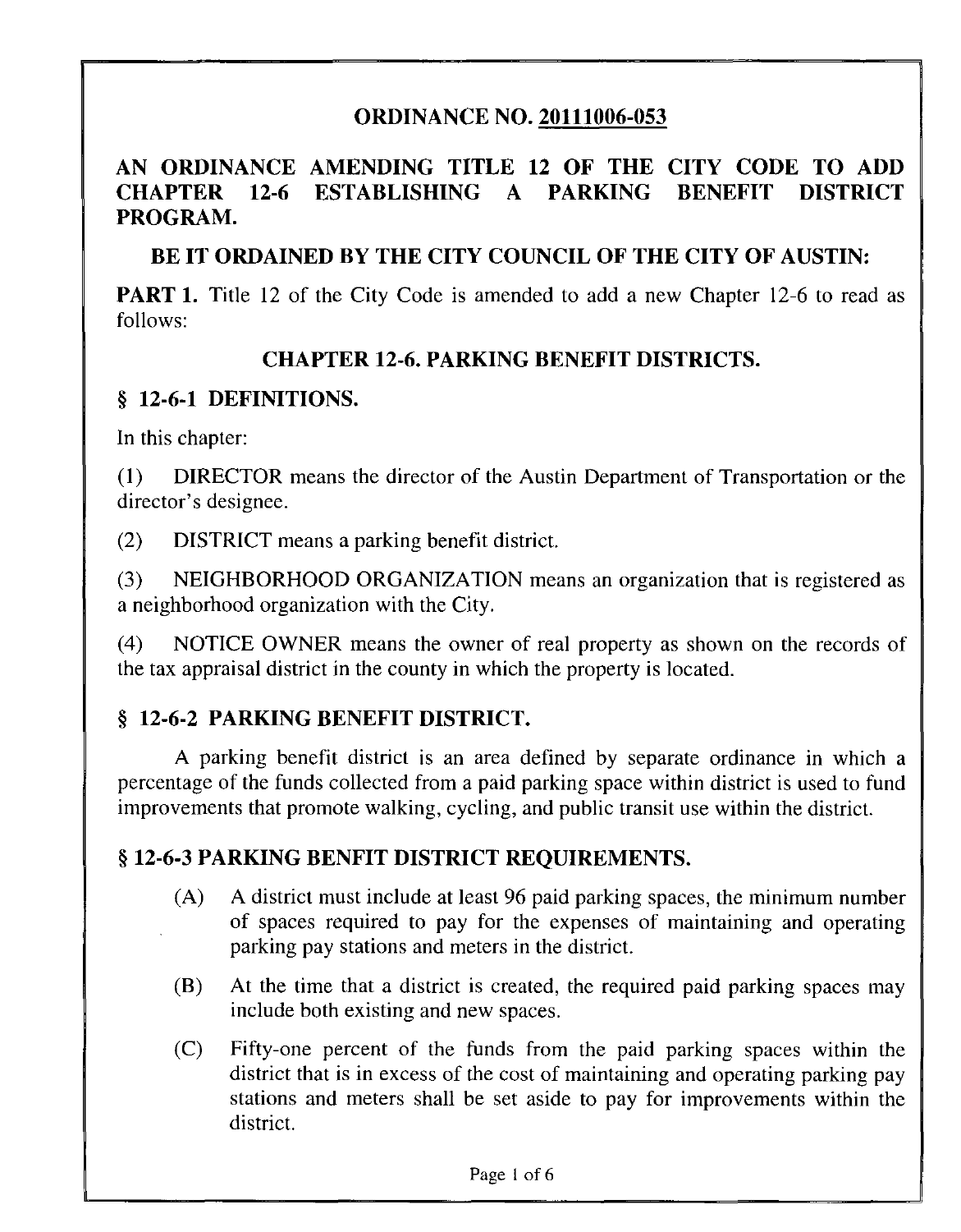# ORDINANCE NO. 20111006-053

## AN ORDINANCE AMENDING TITLE 12 OF THE CITY CODE TO ADD CHAPTER 12-6 ESTABLISHING A PARKING BENEFIT DISTRICT PROGRAM.

## BE IT ORDAINED BY THE CITY COUNCIL OF THE CITY OF AUSTIN:

**PART 1.** Title 12 of the City Code is amended to add a new Chapter 12-6 to read as follows:

### CHAPTER 12-6. PARKING BENEFIT DISTRICTS.

### § 12-6-1 DEFINITIONS.

In this chapter:

(1) DIRECTOR means the director of the Austin Department of Transportation or the director's designee.

(2) DISTRICT means a parking benefit district.

(3) NEIGHBORHOOD ORGANIZATION means an organization that is registered as a neighborhood organization with the City.

(4) NOTICE OWNER means the owner of real property as shown on the records of the tax appraisal district in the county in which the property is located.

### § 12-6-2 PARKING BENEFIT DISTRICT.

A parking benefit district is an area defined by separate ordinance in which a percentage of the funds collected from a paid parking space within district is used to fund improvements that promote walking, cycling, and public transit use within the district.

### § 12-6-3 PARKING BENFIT DISTRICT REQUIREMENTS.

(A) A district must include at least 96 paid parking spaces, the minimum number of spaces required to pay for the expenses of maintaining and operating parking pay stations and meters in the district.

(B) At the time that a district is created, the required paid parking spaces may include both existing and new spaces.

(C) Fifty-one percent of the funds from the paid parking spaces within the district that is in excess of the cost of maintaining and operating parking pay stations and meters shall be set aside to pay for improvements within the district.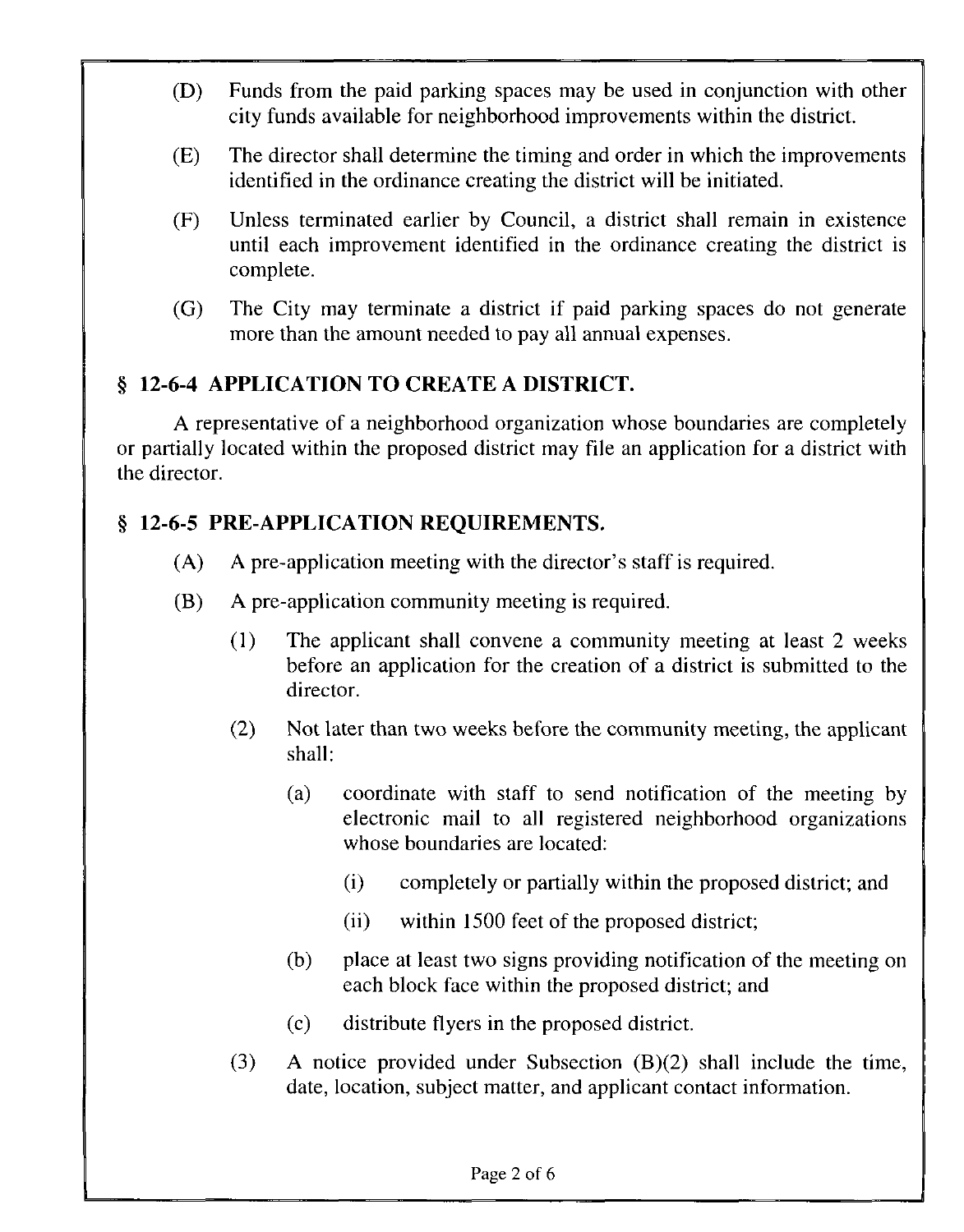(D) Funds from the paid parking spaces may be used in conjunction with other city funds available for neighborhood improvements within the district.

(E) The director shall determine the timing and order in which the improvements identified in the ordinance creating the district will be initiated.

(F) Unless terminated earlier by Council, a district shall remain in existence until each improvement identified in the ordinance creating the district is complete.

(G) The City may terminate a district if paid parking spaces do not generate more than the amount needed to pay all annual expenses.

## § 12-6-4 APPLICATION TO CREATE A DISTRICT.

A representative of a neighborhood organization whose boundaries are completely or partially located within the proposed district may file an application for a district with the director.

## § 12-6-5 PRE-APPLICATION REQUIREMENTS.

(A) A pre-application meeting with the director's staff is required.

(B) A pre-application community meeting is required.

(1) The applicant shall convene a community meeting at least 2 weeks before an application for the creation of a district is submitted to the director.

(2) Not later than two weeks before the community meeting, the applicant shall:

(a) coordinate with staff to send notification of the meeting by electronic mail to all registered neighborhood organizations whose boundaries are located:

(i) completely or partially within the proposed district; and

(ii) within 1500 feet of the proposed district;

(b) place at least two signs providing notification of the meeting on each block face within the proposed district; and

(c) distribute flyers in the proposed district.

(3) A notice provided under Subsection (B)(2) shall include the time, date, location, subject matter, and applicant contact information.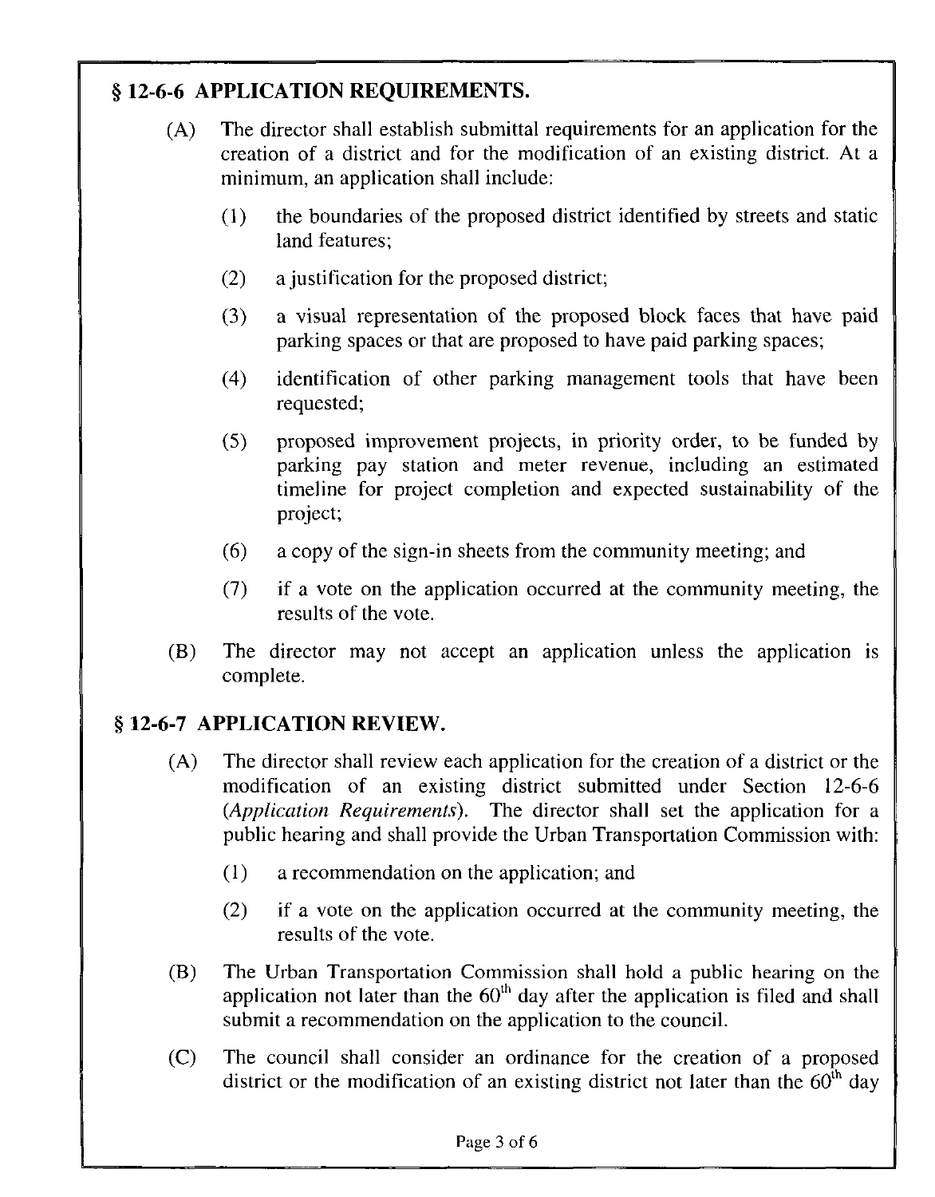## § 12-6-6 APPLICATION REQUIREMENTS.

(A) The director shall establish submittal requirements for an application for the creation of a district and for the modification of an existing district. At a minimum, an application shall include:

(1) the boundaries of the proposed district identified by streets and static land features;

(2) a justification for the proposed district;

(3) a visual representation of the proposed block faces that have paid parking spaces or that are proposed to have paid parking spaces;

(4) identification of other parking management tools that have been requested;

(5) proposed improvement projects, in priority order, to be funded by parking pay station and meter revenue, including an estimated timeline for project completion and expected sustainability of the project;

(6) a copy of the sign-in sheets from the community meeting; and

(7) if a vote on the application occurred at the community meeting, the results of the vote.

(B) The director may not accept an application unless the application is complete.

## § 12-6-7 APPLICATION REVIEW.

(A) The director shall review each application for the creation of a district or the modification of an existing district submitted under Section 12-6-6 (*Application Requirements*). The director shall set the application for a public hearing and shall provide the Urban Transportation Commission with:

(1) a recommendation on the application; and

(2) if a vote on the application occurred at the community meeting, the results of the vote.

(B) The Urban Transportation Commission shall hold a public hearing on the application not later than the 60th day after the application is filed and shall submit a recommendation on the application to the council.

(C) The council shall consider an ordinance for the creation of a proposed district or the modification of an existing district not later than the 60th day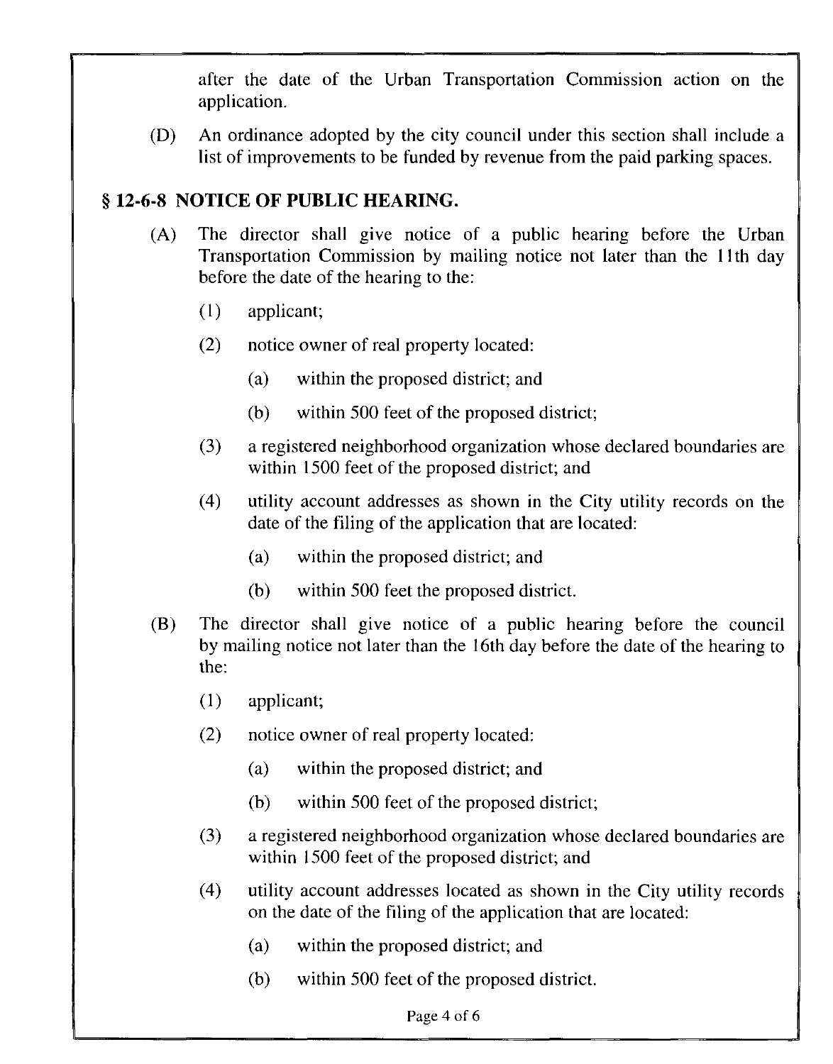after the date of the Urban Transportation Commission action on the application.

(D) An ordinance adopted by the city council under this section shall include a list of improvements to be funded by revenue from the paid parking spaces.

## § 12-6-8 NOTICE OF PUBLIC HEARING.

(A) The director shall give notice of a public hearing before the Urban Transportation Commission by mailing notice not later than the 11th day before the date of the hearing to the:

(1) applicant;

(2) notice owner of real property located:

(a) within the proposed district; and

(b) within 500 feet of the proposed district;

(3) a registered neighborhood organization whose declared boundaries are within 1500 feet of the proposed district; and

(4) utility account addresses as shown in the City utility records on the date of the filing of the application that are located:

(a) within the proposed district; and

(b) within 500 feet the proposed district.

(B) The director shall give notice of a public hearing before the council by mailing notice not later than the 16th day before the date of the hearing to the:

(1) applicant;

(2) notice owner of real property located:

(a) within the proposed district; and

(b) within 500 feet of the proposed district;

(3) a registered neighborhood organization whose declared boundaries are within 1500 feet of the proposed district; and

(4) utility account addresses located as shown in the City utility records on the date of the filing of the application that are located:

(a) within the proposed district; and

(b) within 500 feet of the proposed district.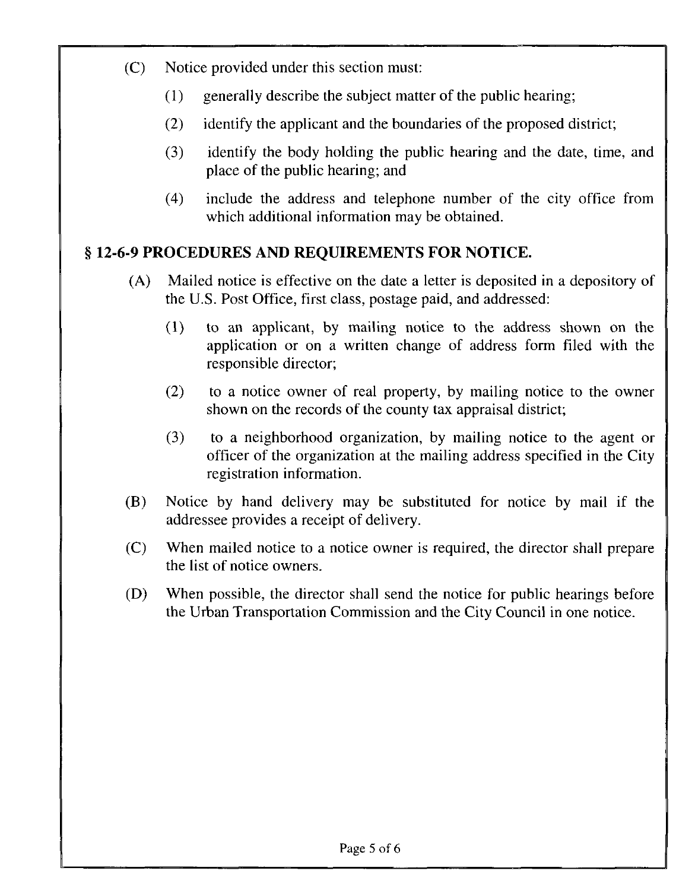(C) Notice provided under this section must:

   (1) generally describe the subject matter of the public hearing;

   (2) identify the applicant and the boundaries of the proposed district;

   (3) identify the body holding the public hearing and the date, time, and place of the public hearing; and

   (4) include the address and telephone number of the city office from which additional information may be obtained.

## § 12-6-9 PROCEDURES AND REQUIREMENTS FOR NOTICE.

(A) Mailed notice is effective on the date a letter is deposited in a depository of the U.S. Post Office, first class, postage paid, and addressed:

   (1) to an applicant, by mailing notice to the address shown on the application or on a written change of address form filed with the responsible director;

   (2) to a notice owner of real property, by mailing notice to the owner shown on the records of the county tax appraisal district;

   (3) to a neighborhood organization, by mailing notice to the agent or officer of the organization at the mailing address specified in the City registration information.

(B) Notice by hand delivery may be substituted for notice by mail if the addressee provides a receipt of delivery.

(C) When mailed notice to a notice owner is required, the director shall prepare the list of notice owners.

(D) When possible, the director shall send the notice for public hearings before the Urban Transportation Commission and the City Council in one notice.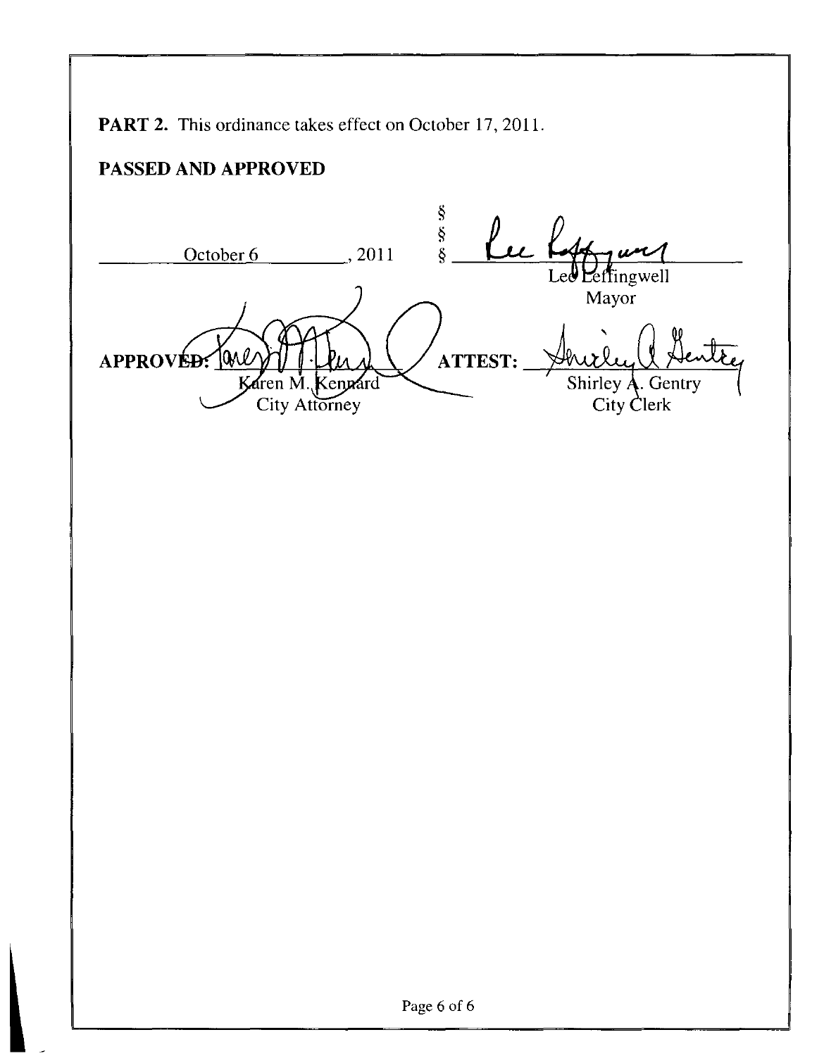**PART 2.** This ordinance takes effect on October 17, 2011.

**PASSED AND APPROVED**

October 6, 2011 § § §

Lee Leffingwell
Mayor

**APPROVED:** Karen M. Kennard
City Attorney

**ATTEST:** Shirley A. Gentry
City Clerk